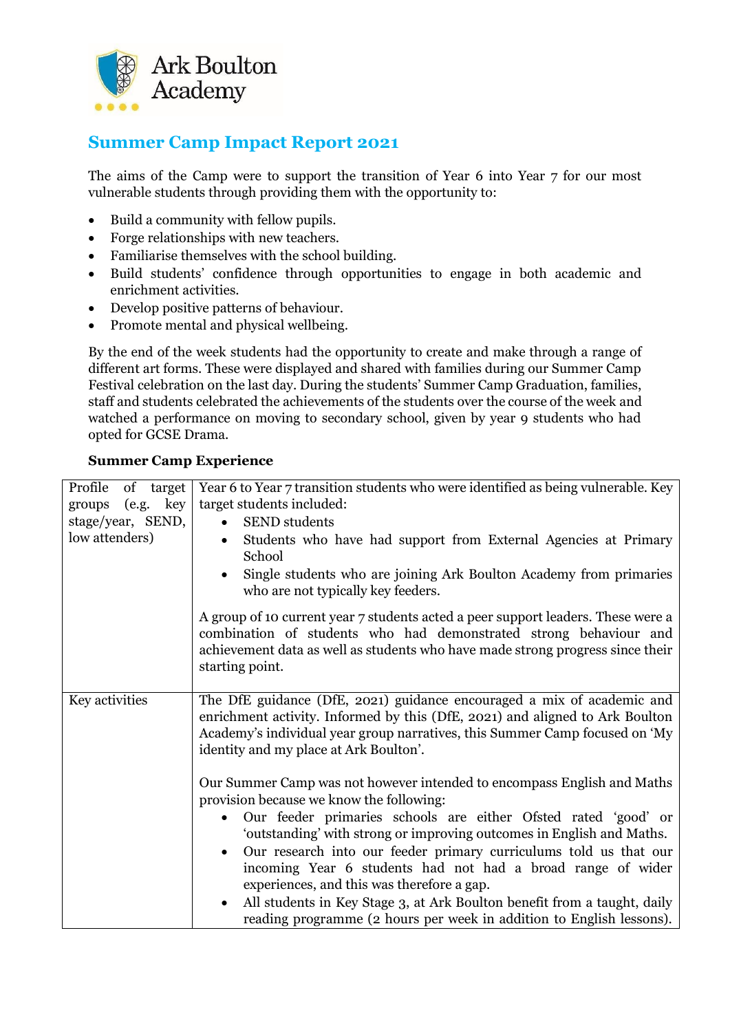Ark Boulton Academy

# Summer Camp Impact Report 2021

The aims of the Camp were to support the transition of Year 6 into Year 7 for our most vulnerable students through providing them with the opportunity to:

- Build a community with fellow pupils.
- Forge relationships with new teachers.
- Familiarise themselves with the school building.
- Build students' confidence through opportunities to engage in both academic and enrichment activities.
- Develop positive patterns of behaviour.
- Promote mental and physical wellbeing.

By the end of the week students had the opportunity to create and make through a range of different art forms. These were displayed and shared with families during our Summer Camp Festival celebration on the last day. During the students' Summer Camp Graduation, families, staff and students celebrated the achievements of the students over the course of the week and watched a performance on moving to secondary school, given by year 9 students who had opted for GCSE Drama.

**Summer Camp Experience**

| | |
|---|---|
| Profile of target groups (e.g. key stage/year, SEND, low attenders) | Year 6 to Year 7 transition students who were identified as being vulnerable. Key target students included:<br>• SEND students<br>• Students who have had support from External Agencies at Primary School<br>• Single students who are joining Ark Boulton Academy from primaries who are not typically key feeders.<br><br>A group of 10 current year 7 students acted a peer support leaders. These were a combination of students who had demonstrated strong behaviour and achievement data as well as students who have made strong progress since their starting point. |
| Key activities | The DfE guidance (DfE, 2021) guidance encouraged a mix of academic and enrichment activity. Informed by this (DfE, 2021) and aligned to Ark Boulton Academy's individual year group narratives, this Summer Camp focused on 'My identity and my place at Ark Boulton'.<br><br>Our Summer Camp was not however intended to encompass English and Maths provision because we know the following:<br>• Our feeder primaries schools are either Ofsted rated 'good' or 'outstanding' with strong or improving outcomes in English and Maths.<br>• Our research into our feeder primary curriculums told us that our incoming Year 6 students had not had a broad range of wider experiences, and this was therefore a gap.<br>• All students in Key Stage 3, at Ark Boulton benefit from a taught, daily reading programme (2 hours per week in addition to English lessons). |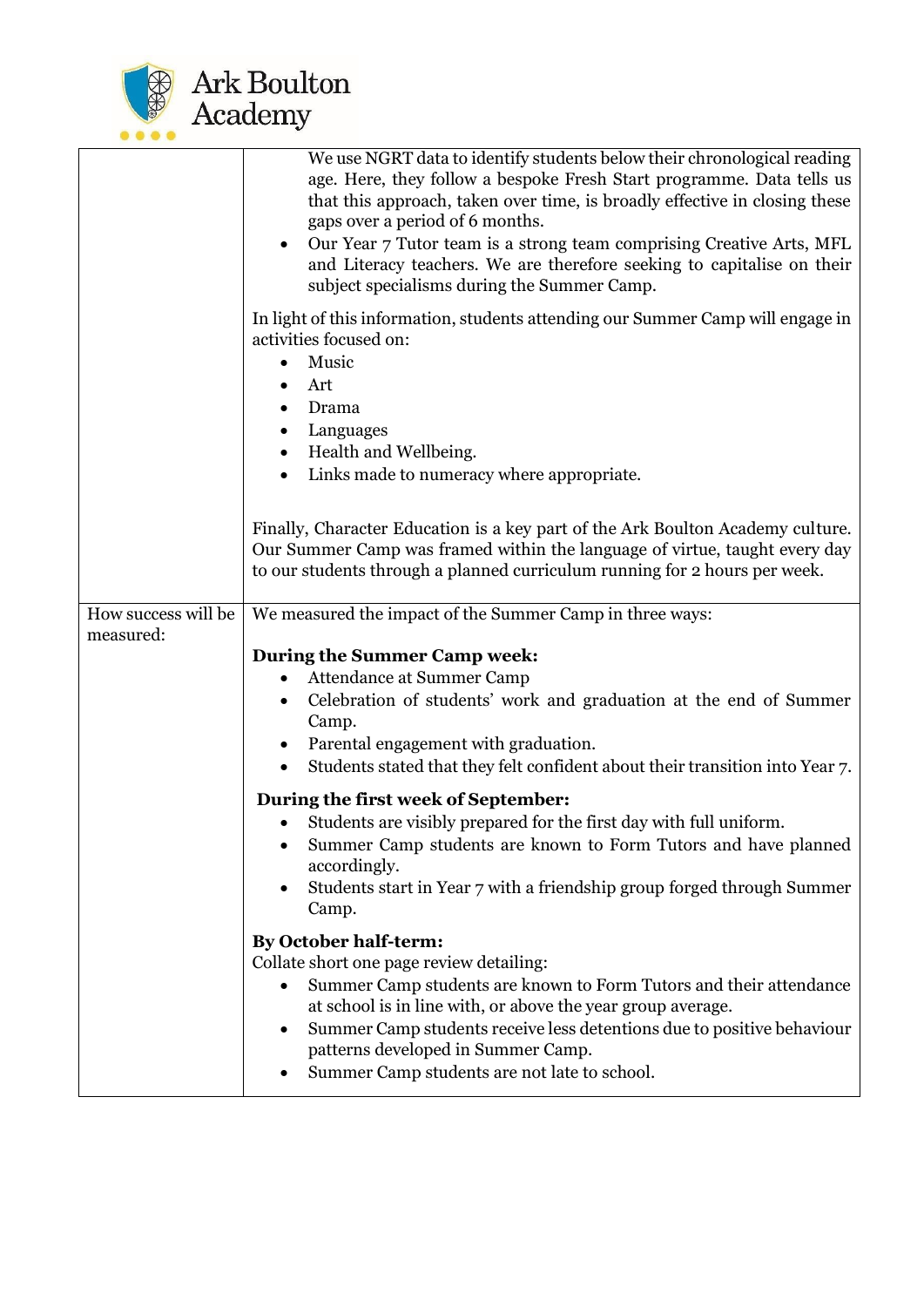| | |
|---|---|
| | • We use NGRT data to identify students below their chronological reading age. Here, they follow a bespoke Fresh Start programme. Data tells us that this approach, taken over time, is broadly effective in closing these gaps over a period of 6 months.<br>• Our Year 7 Tutor team is a strong team comprising Creative Arts, MFL and Literacy teachers. We are therefore seeking to capitalise on their subject specialisms during the Summer Camp.<br><br>In light of this information, students attending our Summer Camp will engage in activities focused on:<br>• Music<br>• Art<br>• Drama<br>• Languages<br>• Health and Wellbeing.<br>• Links made to numeracy where appropriate.<br><br>Finally, Character Education is a key part of the Ark Boulton Academy culture. Our Summer Camp was framed within the language of virtue, taught every day to our students through a planned curriculum running for 2 hours per week. |
| How success will be measured: | We measured the impact of the Summer Camp in three ways:<br><br>**During the Summer Camp week:**<br>• Attendance at Summer Camp<br>• Celebration of students' work and graduation at the end of Summer Camp.<br>• Parental engagement with graduation.<br>• Students stated that they felt confident about their transition into Year 7.<br><br>**During the first week of September:**<br>• Students are visibly prepared for the first day with full uniform.<br>• Summer Camp students are known to Form Tutors and have planned accordingly.<br>• Students start in Year 7 with a friendship group forged through Summer Camp.<br><br>**By October half-term:**<br>Collate short one page review detailing:<br>• Summer Camp students are known to Form Tutors and their attendance at school is in line with, or above the year group average.<br>• Summer Camp students receive less detentions due to positive behaviour patterns developed in Summer Camp.<br>• Summer Camp students are not late to school. |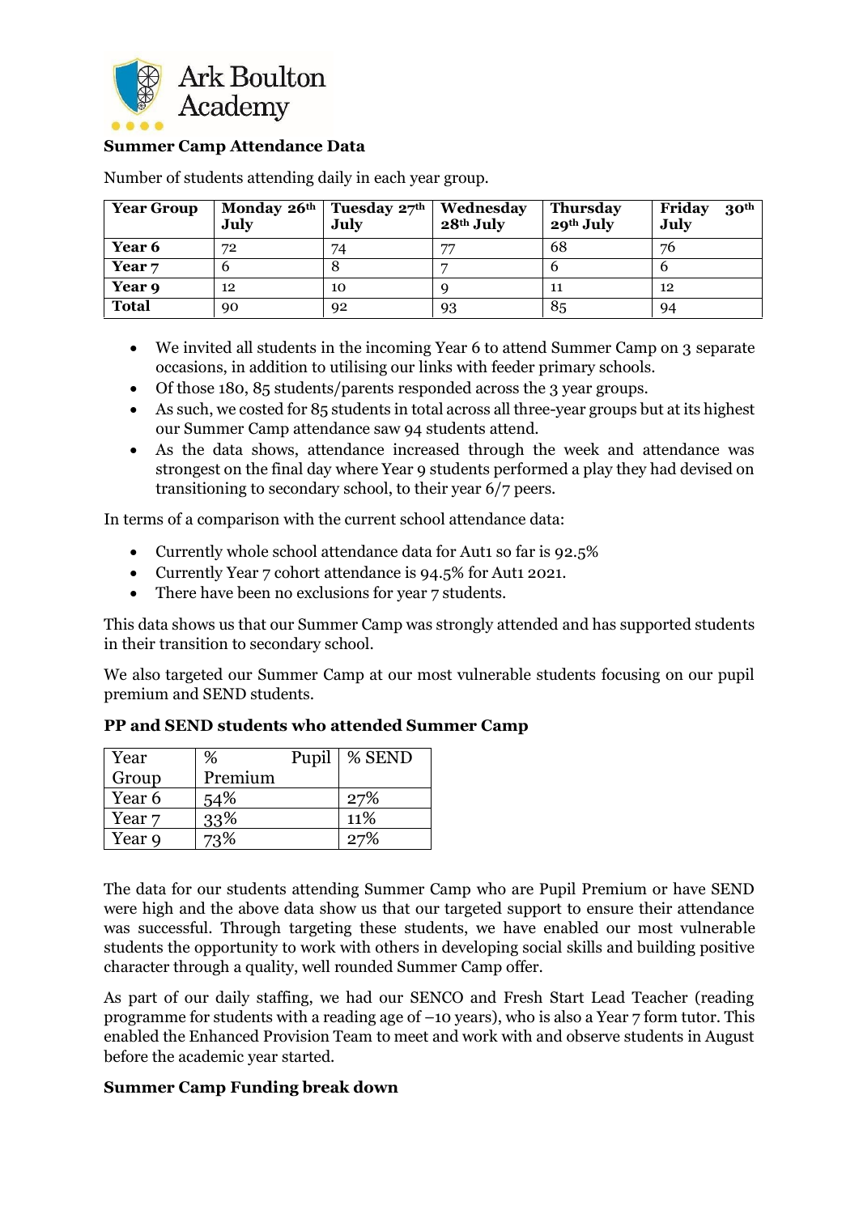Ark Boulton Academy

**Summer Camp Attendance Data**

Number of students attending daily in each year group.

| Year Group | Monday 26th July | Tuesday 27th July | Wednesday 28th July | Thursday 29th July | Friday 30th July |
|---|---|---|---|---|---|
| **Year 6** | 72 | 74 | 77 | 68 | 76 |
| **Year 7** | 6 | 8 | 7 | 6 | 6 |
| **Year 9** | 12 | 10 | 9 | 11 | 12 |
| **Total** | 90 | 92 | 93 | 85 | 94 |

- We invited all students in the incoming Year 6 to attend Summer Camp on 3 separate occasions, in addition to utilising our links with feeder primary schools.
- Of those 180, 85 students/parents responded across the 3 year groups.
- As such, we costed for 85 students in total across all three-year groups but at its highest our Summer Camp attendance saw 94 students attend.
- As the data shows, attendance increased through the week and attendance was strongest on the final day where Year 9 students performed a play they had devised on transitioning to secondary school, to their year 6/7 peers.

In terms of a comparison with the current school attendance data:

- Currently whole school attendance data for Aut1 so far is 92.5%
- Currently Year 7 cohort attendance is 94.5% for Aut1 2021.
- There have been no exclusions for year 7 students.

This data shows us that our Summer Camp was strongly attended and has supported students in their transition to secondary school.

We also targeted our Summer Camp at our most vulnerable students focusing on our pupil premium and SEND students.

**PP and SEND students who attended Summer Camp**

| Year Group | % Pupil Premium | % SEND |
|---|---|---|
| Year 6 | 54% | 27% |
| Year 7 | 33% | 11% |
| Year 9 | 73% | 27% |

The data for our students attending Summer Camp who are Pupil Premium or have SEND were high and the above data show us that our targeted support to ensure their attendance was successful. Through targeting these students, we have enabled our most vulnerable students the opportunity to work with others in developing social skills and building positive character through a quality, well rounded Summer Camp offer.

As part of our daily staffing, we had our SENCO and Fresh Start Lead Teacher (reading programme for students with a reading age of –10 years), who is also a Year 7 form tutor. This enabled the Enhanced Provision Team to meet and work with and observe students in August before the academic year started.

**Summer Camp Funding break down**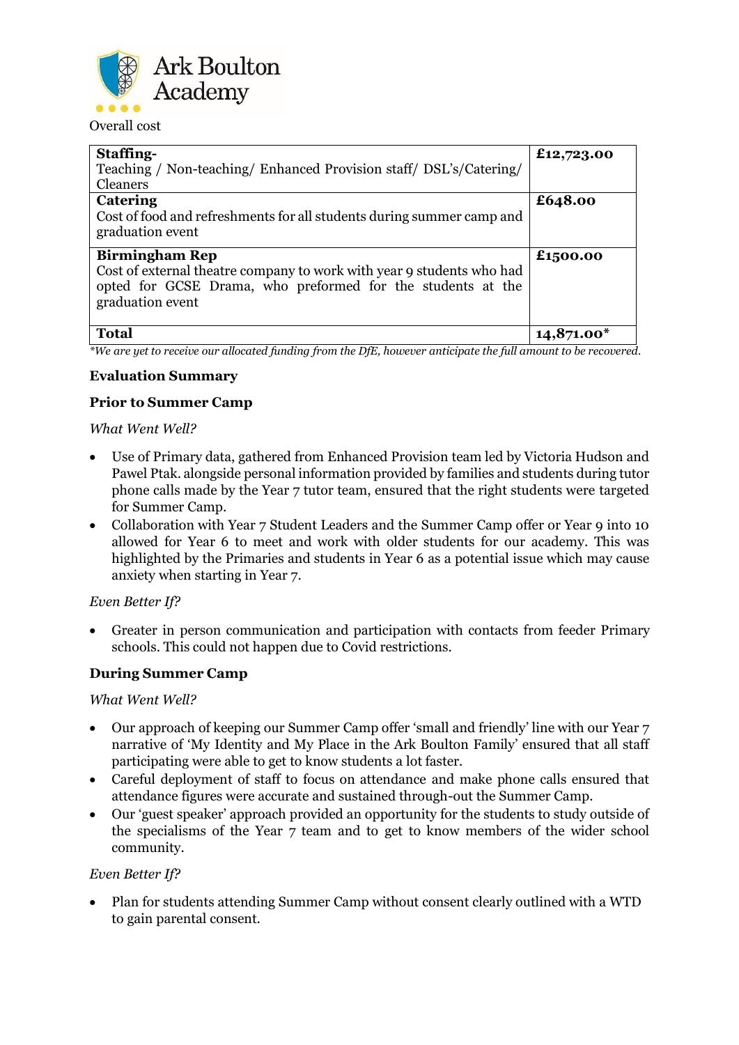Overall cost

| | |
|---|---|
| **Staffing-**<br>Teaching / Non-teaching/ Enhanced Provision staff/ DSL's/Catering/ Cleaners | **£12,723.00** |
| **Catering**<br>Cost of food and refreshments for all students during summer camp and graduation event | **£648.00** |
| **Birmingham Rep**<br>Cost of external theatre company to work with year 9 students who had opted for GCSE Drama, who preformed for the students at the graduation event | **£1500.00** |
| **Total** | **14,871.00*** |

*We are yet to receive our allocated funding from the DfE, however anticipate the full amount to be recovered.*

**Evaluation Summary**

**Prior to Summer Camp**

*What Went Well?*

- Use of Primary data, gathered from Enhanced Provision team led by Victoria Hudson and Pawel Ptak. alongside personal information provided by families and students during tutor phone calls made by the Year 7 tutor team, ensured that the right students were targeted for Summer Camp.
- Collaboration with Year 7 Student Leaders and the Summer Camp offer or Year 9 into 10 allowed for Year 6 to meet and work with older students for our academy. This was highlighted by the Primaries and students in Year 6 as a potential issue which may cause anxiety when starting in Year 7.

*Even Better If?*

- Greater in person communication and participation with contacts from feeder Primary schools. This could not happen due to Covid restrictions.

**During Summer Camp**

*What Went Well?*

- Our approach of keeping our Summer Camp offer 'small and friendly' line with our Year 7 narrative of 'My Identity and My Place in the Ark Boulton Family' ensured that all staff participating were able to get to know students a lot faster.
- Careful deployment of staff to focus on attendance and make phone calls ensured that attendance figures were accurate and sustained through-out the Summer Camp.
- Our 'guest speaker' approach provided an opportunity for the students to study outside of the specialisms of the Year 7 team and to get to know members of the wider school community.

*Even Better If?*

- Plan for students attending Summer Camp without consent clearly outlined with a WTD to gain parental consent.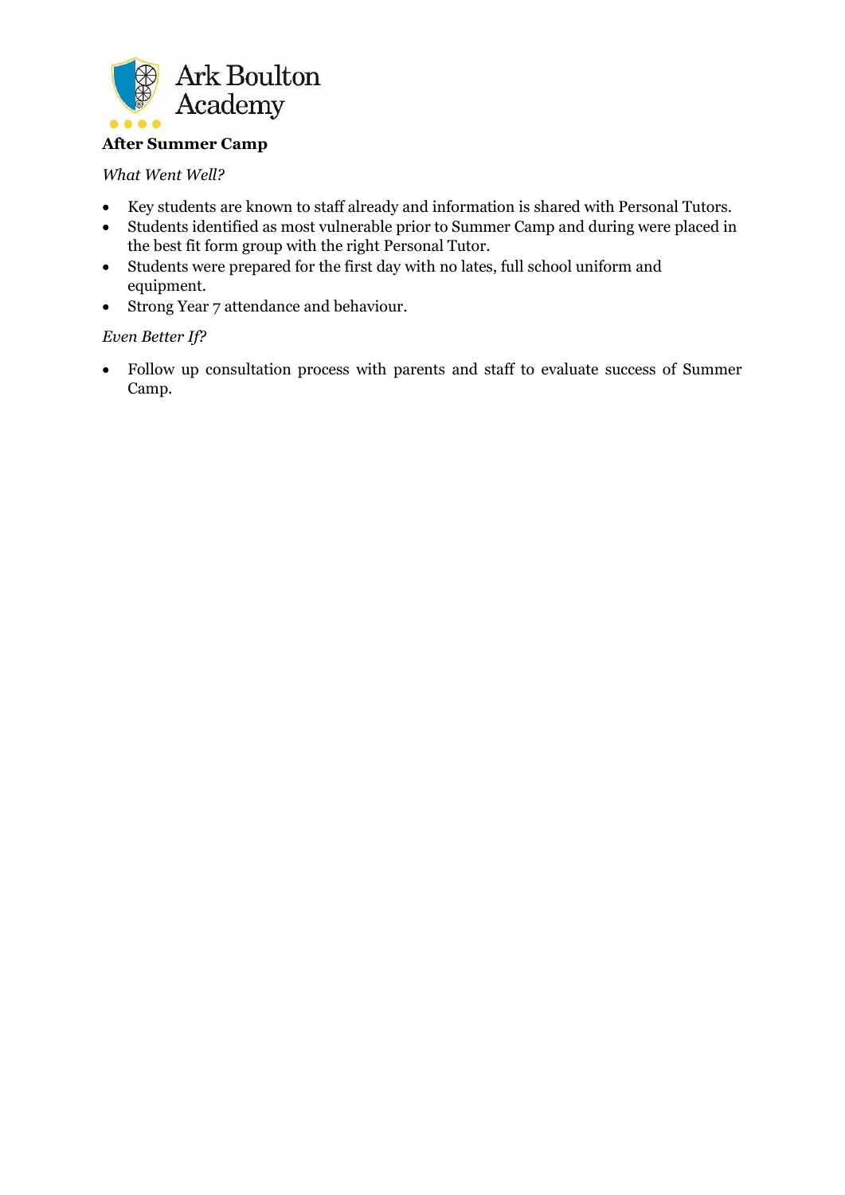**After Summer Camp**

*What Went Well?*

- Key students are known to staff already and information is shared with Personal Tutors.
- Students identified as most vulnerable prior to Summer Camp and during were placed in the best fit form group with the right Personal Tutor.
- Students were prepared for the first day with no lates, full school uniform and equipment.
- Strong Year 7 attendance and behaviour.

*Even Better If?*

- Follow up consultation process with parents and staff to evaluate success of Summer Camp.